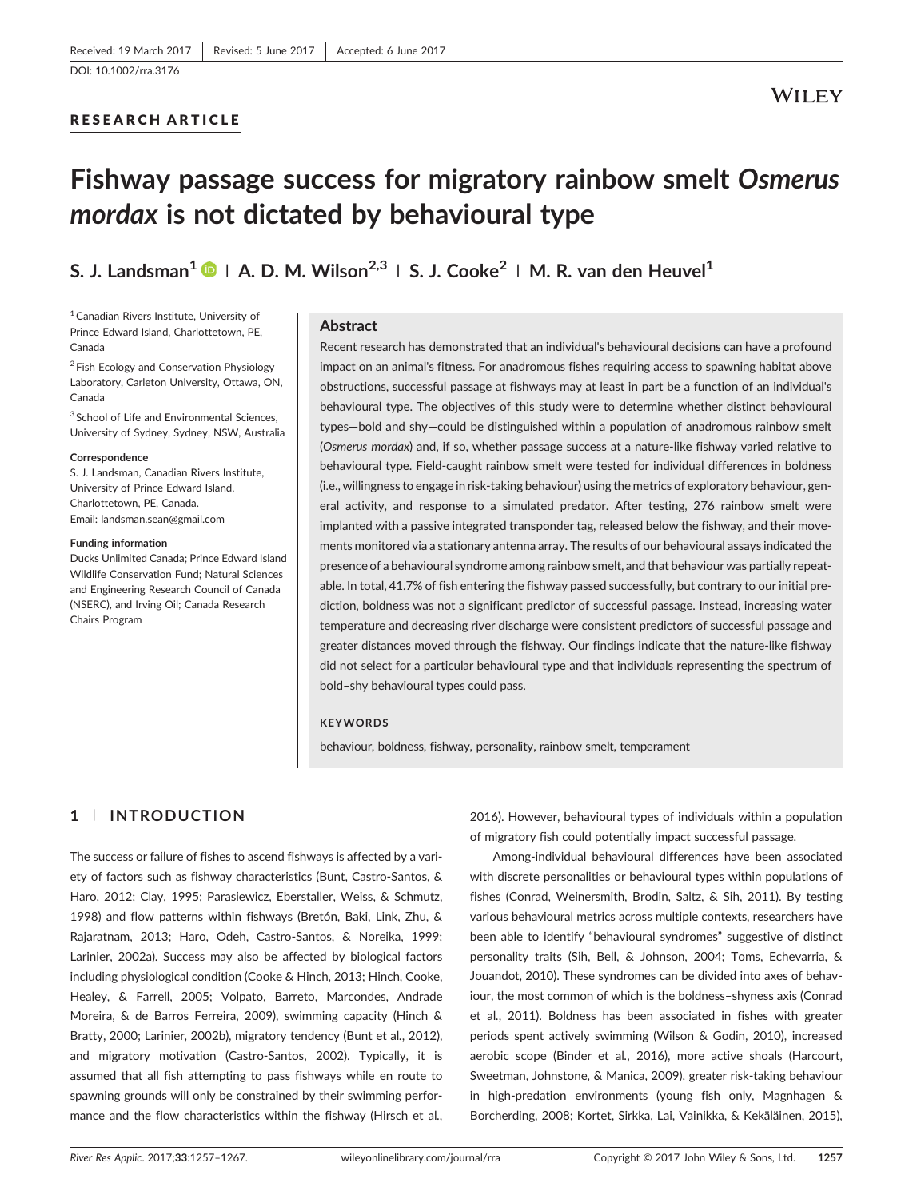Received: 19 March 2017 | Revised: 5 June 2017 | Accepted: 6 June 2017

DOI: 10.1002/rra.3176

RESEARCH ARTICLE

# Fishway passage success for migratory rainbow smelt *Osmerus mordax* is not dictated by behavioural type

S. J. Landsman[1] | A. D. M. Wilson[2,3] | S. J. Cooke[2] | M. R. van den Heuvel[1]

[1] Canadian Rivers Institute, University of Prince Edward Island, Charlottetown, PE, Canada

[2] Fish Ecology and Conservation Physiology Laboratory, Carleton University, Ottawa, ON, Canada

[3] School of Life and Environmental Sciences, University of Sydney, Sydney, NSW, Australia

**Correspondence**
S. J. Landsman, Canadian Rivers Institute, University of Prince Edward Island, Charlottetown, PE, Canada.
Email: landsman.sean@gmail.com

**Funding information**
Ducks Unlimited Canada; Prince Edward Island Wildlife Conservation Fund; Natural Sciences and Engineering Research Council of Canada (NSERC), and Irving Oil; Canada Research Chairs Program

## Abstract

Recent research has demonstrated that an individual's behavioural decisions can have a profound impact on an animal's fitness. For anadromous fishes requiring access to spawning habitat above obstructions, successful passage at fishways may at least in part be a function of an individual's behavioural type. The objectives of this study were to determine whether distinct behavioural types—bold and shy—could be distinguished within a population of anadromous rainbow smelt (*Osmerus mordax*) and, if so, whether passage success at a nature-like fishway varied relative to behavioural type. Field-caught rainbow smelt were tested for individual differences in boldness (i.e., willingness to engage in risk-taking behaviour) using the metrics of exploratory behaviour, general activity, and response to a simulated predator. After testing, 276 rainbow smelt were implanted with a passive integrated transponder tag, released below the fishway, and their movements monitored via a stationary antenna array. The results of our behavioural assays indicated the presence of a behavioural syndrome among rainbow smelt, and that behaviour was partially repeatable. In total, 41.7% of fish entering the fishway passed successfully, but contrary to our initial prediction, boldness was not a significant predictor of successful passage. Instead, increasing water temperature and decreasing river discharge were consistent predictors of successful passage and greater distances moved through the fishway. Our findings indicate that the nature-like fishway did not select for a particular behavioural type and that individuals representing the spectrum of bold–shy behavioural types could pass.

**KEYWORDS**

behaviour, boldness, fishway, personality, rainbow smelt, temperament

## 1 | INTRODUCTION

The success or failure of fishes to ascend fishways is affected by a variety of factors such as fishway characteristics (Bunt, Castro-Santos, & Haro, 2012; Clay, 1995; Parasiewicz, Eberstaller, Weiss, & Schmutz, 1998) and flow patterns within fishways (Bretón, Baki, Link, Zhu, & Rajaratnam, 2013; Haro, Odeh, Castro-Santos, & Noreika, 1999; Larinier, 2002a). Success may also be affected by biological factors including physiological condition (Cooke & Hinch, 2013; Hinch, Cooke, Healey, & Farrell, 2005; Volpato, Barreto, Marcondes, Andrade Moreira, & de Barros Ferreira, 2009), swimming capacity (Hinch & Bratty, 2000; Larinier, 2002b), migratory tendency (Bunt et al., 2012), and migratory motivation (Castro-Santos, 2002). Typically, it is assumed that all fish attempting to pass fishways while en route to spawning grounds will only be constrained by their swimming performance and the flow characteristics within the fishway (Hirsch et al., 2016). However, behavioural types of individuals within a population of migratory fish could potentially impact successful passage.

Among-individual behavioural differences have been associated with discrete personalities or behavioural types within populations of fishes (Conrad, Weinersmith, Brodin, Saltz, & Sih, 2011). By testing various behavioural metrics across multiple contexts, researchers have been able to identify "behavioural syndromes" suggestive of distinct personality traits (Sih, Bell, & Johnson, 2004; Toms, Echevarria, & Jouandot, 2010). These syndromes can be divided into axes of behaviour, the most common of which is the boldness–shyness axis (Conrad et al., 2011). Boldness has been associated in fishes with greater periods spent actively swimming (Wilson & Godin, 2010), increased aerobic scope (Binder et al., 2016), more active shoals (Harcourt, Sweetman, Johnstone, & Manica, 2009), greater risk-taking behaviour in high-predation environments (young fish only, Magnhagen & Borcherding, 2008; Kortet, Sirkka, Lai, Vainikka, & Kekäläinen, 2015),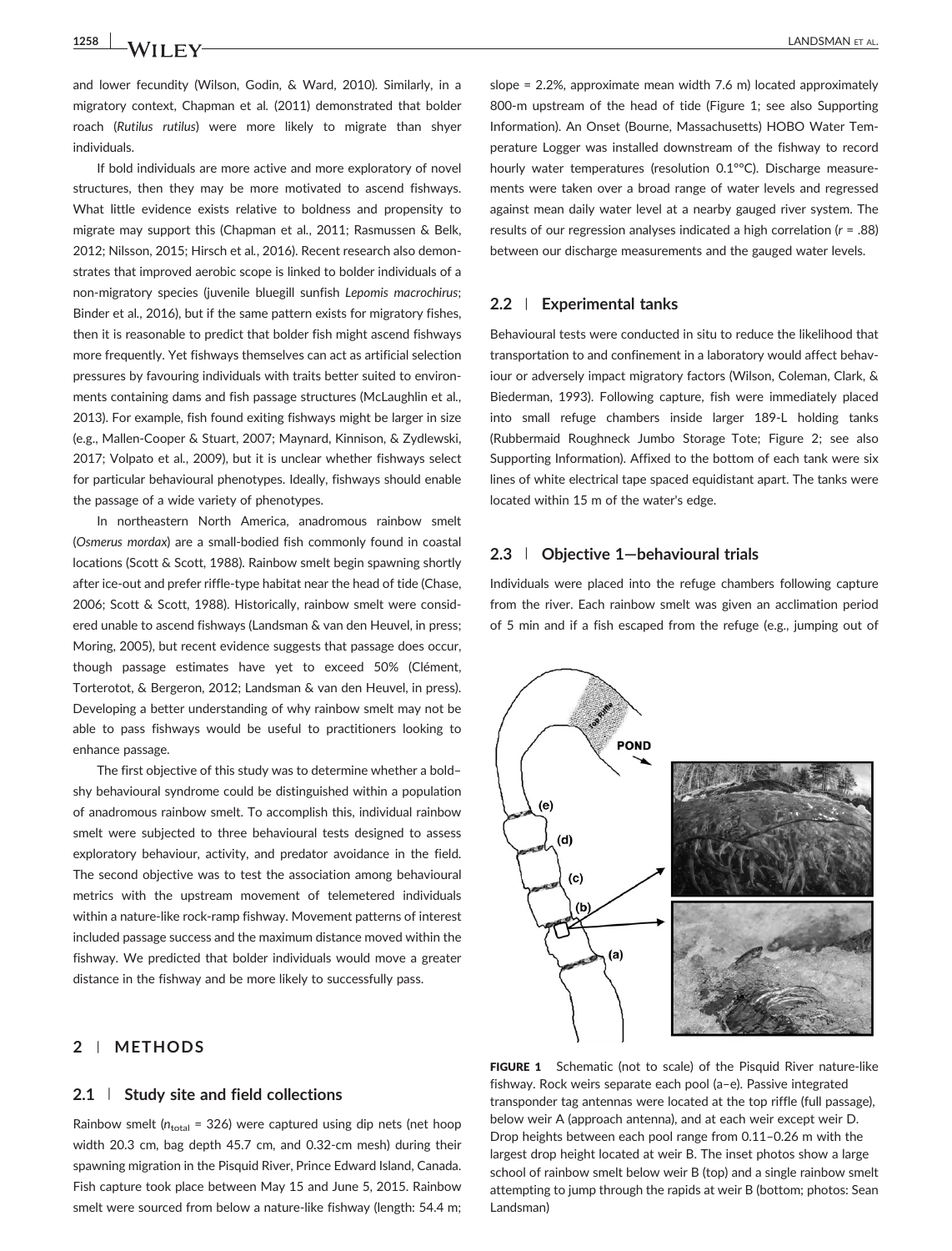and lower fecundity (Wilson, Godin, & Ward, 2010). Similarly, in a migratory context, Chapman et al. (2011) demonstrated that bolder roach (*Rutilus rutilus*) were more likely to migrate than shyer individuals.

If bold individuals are more active and more exploratory of novel structures, then they may be more motivated to ascend fishways. What little evidence exists relative to boldness and propensity to migrate may support this (Chapman et al., 2011; Rasmussen & Belk, 2012; Nilsson, 2015; Hirsch et al., 2016). Recent research also demonstrates that improved aerobic scope is linked to bolder individuals of a non-migratory species (juvenile bluegill sunfish *Lepomis macrochirus*; Binder et al., 2016), but if the same pattern exists for migratory fishes, then it is reasonable to predict that bolder fish might ascend fishways more frequently. Yet fishways themselves can act as artificial selection pressures by favouring individuals with traits better suited to environments containing dams and fish passage structures (McLaughlin et al., 2013). For example, fish found exiting fishways might be larger in size (e.g., Mallen-Cooper & Stuart, 2007; Maynard, Kinnison, & Zydlewski, 2017; Volpato et al., 2009), but it is unclear whether fishways select for particular behavioural phenotypes. Ideally, fishways should enable the passage of a wide variety of phenotypes.

In northeastern North America, anadromous rainbow smelt (*Osmerus mordax*) are a small-bodied fish commonly found in coastal locations (Scott & Scott, 1988). Rainbow smelt begin spawning shortly after ice-out and prefer riffle-type habitat near the head of tide (Chase, 2006; Scott & Scott, 1988). Historically, rainbow smelt were considered unable to ascend fishways (Landsman & van den Heuvel, in press; Moring, 2005), but recent evidence suggests that passage does occur, though passage estimates have yet to exceed 50% (Clément, Torterotot, & Bergeron, 2012; Landsman & van den Heuvel, in press). Developing a better understanding of why rainbow smelt may not be able to pass fishways would be useful to practitioners looking to enhance passage.

The first objective of this study was to determine whether a bold–shy behavioural syndrome could be distinguished within a population of anadromous rainbow smelt. To accomplish this, individual rainbow smelt were subjected to three behavioural tests designed to assess exploratory behaviour, activity, and predator avoidance in the field. The second objective was to test the association among behavioural metrics with the upstream movement of telemetered individuals within a nature-like rock-ramp fishway. Movement patterns of interest included passage success and the maximum distance moved within the fishway. We predicted that bolder individuals would move a greater distance in the fishway and be more likely to successfully pass.

## 2 | METHODS

### 2.1 | Study site and field collections

Rainbow smelt ($n_{\text{total}}$ = 326) were captured using dip nets (net hoop width 20.3 cm, bag depth 45.7 cm, and 0.32-cm mesh) during their spawning migration in the Pisquid River, Prince Edward Island, Canada. Fish capture took place between May 15 and June 5, 2015. Rainbow smelt were sourced from below a nature-like fishway (length: 54.4 m; slope = 2.2%, approximate mean width 7.6 m) located approximately 800-m upstream of the head of tide (Figure 1; see also Supporting Information). An Onset (Bourne, Massachusetts) HOBO Water Temperature Logger was installed downstream of the fishway to record hourly water temperatures (resolution 0.1°°C). Discharge measurements were taken over a broad range of water levels and regressed against mean daily water level at a nearby gauged river system. The results of our regression analyses indicated a high correlation ($r$ = .88) between our discharge measurements and the gauged water levels.

### 2.2 | Experimental tanks

Behavioural tests were conducted in situ to reduce the likelihood that transportation to and confinement in a laboratory would affect behaviour or adversely impact migratory factors (Wilson, Coleman, Clark, & Biederman, 1993). Following capture, fish were immediately placed into small refuge chambers inside larger 189-L holding tanks (Rubbermaid Roughneck Jumbo Storage Tote; Figure 2; see also Supporting Information). Affixed to the bottom of each tank were six lines of white electrical tape spaced equidistant apart. The tanks were located within 15 m of the water's edge.

### 2.3 | Objective 1—behavioural trials

Individuals were placed into the refuge chambers following capture from the river. Each rainbow smelt was given an acclimation period of 5 min and if a fish escaped from the refuge (e.g., jumping out of

**FIGURE 1** Schematic (not to scale) of the Pisquid River nature-like fishway. Rock weirs separate each pool (a–e). Passive integrated transponder tag antennas were located at the top riffle (full passage), below weir A (approach antenna), and at each weir except weir D. Drop heights between each pool range from 0.11–0.26 m with the largest drop height located at weir B. The inset photos show a large school of rainbow smelt below weir B (top) and a single rainbow smelt attempting to jump through the rapids at weir B (bottom; photos: Sean Landsman)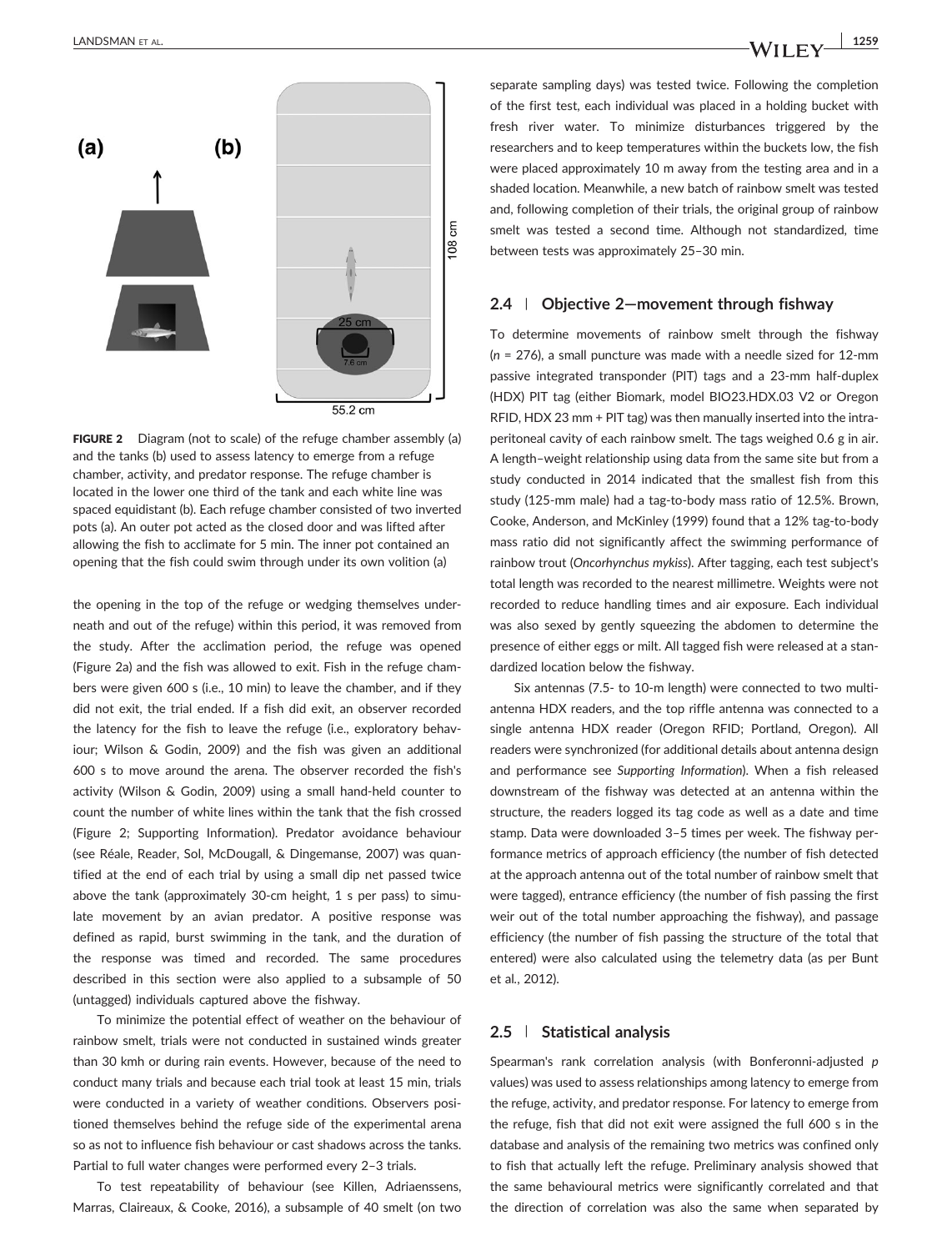**FIGURE 2** Diagram (not to scale) of the refuge chamber assembly (a) and the tanks (b) used to assess latency to emerge from a refuge chamber, activity, and predator response. The refuge chamber is located in the lower one third of the tank and each white line was spaced equidistant (b). Each refuge chamber consisted of two inverted pots (a). An outer pot acted as the closed door and was lifted after allowing the fish to acclimate for 5 min. The inner pot contained an opening that the fish could swim through under its own volition (a)

the opening in the top of the refuge or wedging themselves underneath and out of the refuge) within this period, it was removed from the study. After the acclimation period, the refuge was opened (Figure 2a) and the fish was allowed to exit. Fish in the refuge chambers were given 600 s (i.e., 10 min) to leave the chamber, and if they did not exit, the trial ended. If a fish did exit, an observer recorded the latency for the fish to leave the refuge (i.e., exploratory behaviour; Wilson & Godin, 2009) and the fish was given an additional 600 s to move around the arena. The observer recorded the fish's activity (Wilson & Godin, 2009) using a small hand-held counter to count the number of white lines within the tank that the fish crossed (Figure 2; Supporting Information). Predator avoidance behaviour (see Réale, Reader, Sol, McDougall, & Dingemanse, 2007) was quantified at the end of each trial by using a small dip net passed twice above the tank (approximately 30-cm height, 1 s per pass) to simulate movement by an avian predator. A positive response was defined as rapid, burst swimming in the tank, and the duration of the response was timed and recorded. The same procedures described in this section were also applied to a subsample of 50 (untagged) individuals captured above the fishway.

To minimize the potential effect of weather on the behaviour of rainbow smelt, trials were not conducted in sustained winds greater than 30 kmh or during rain events. However, because of the need to conduct many trials and because each trial took at least 15 min, trials were conducted in a variety of weather conditions. Observers positioned themselves behind the refuge side of the experimental arena so as not to influence fish behaviour or cast shadows across the tanks. Partial to full water changes were performed every 2–3 trials.

To test repeatability of behaviour (see Killen, Adriaenssens, Marras, Claireaux, & Cooke, 2016), a subsample of 40 smelt (on two separate sampling days) was tested twice. Following the completion of the first test, each individual was placed in a holding bucket with fresh river water. To minimize disturbances triggered by the researchers and to keep temperatures within the buckets low, the fish were placed approximately 10 m away from the testing area and in a shaded location. Meanwhile, a new batch of rainbow smelt was tested and, following completion of their trials, the original group of rainbow smelt was tested a second time. Although not standardized, time between tests was approximately 25–30 min.

## 2.4 | Objective 2—movement through fishway

To determine movements of rainbow smelt through the fishway ($n$ = 276), a small puncture was made with a needle sized for 12-mm passive integrated transponder (PIT) tags and a 23-mm half-duplex (HDX) PIT tag (either Biomark, model BIO23.HDX.03 V2 or Oregon RFID, HDX 23 mm + PIT tag) was then manually inserted into the intraperitoneal cavity of each rainbow smelt. The tags weighed 0.6 g in air. A length–weight relationship using data from the same site but from a study conducted in 2014 indicated that the smallest fish from this study (125-mm male) had a tag-to-body mass ratio of 12.5%. Brown, Cooke, Anderson, and McKinley (1999) found that a 12% tag-to-body mass ratio did not significantly affect the swimming performance of rainbow trout (*Oncorhynchus mykiss*). After tagging, each test subject's total length was recorded to the nearest millimetre. Weights were not recorded to reduce handling times and air exposure. Each individual was also sexed by gently squeezing the abdomen to determine the presence of either eggs or milt. All tagged fish were released at a standardized location below the fishway.

Six antennas (7.5- to 10-m length) were connected to two multi-antenna HDX readers, and the top riffle antenna was connected to a single antenna HDX reader (Oregon RFID; Portland, Oregon). All readers were synchronized (for additional details about antenna design and performance see *Supporting Information*). When a fish released downstream of the fishway was detected at an antenna within the structure, the readers logged its tag code as well as a date and time stamp. Data were downloaded 3–5 times per week. The fishway performance metrics of approach efficiency (the number of fish detected at the approach antenna out of the total number of rainbow smelt that were tagged), entrance efficiency (the number of fish passing the first weir out of the total number approaching the fishway), and passage efficiency (the number of fish passing the structure of the total that entered) were also calculated using the telemetry data (as per Bunt et al., 2012).

## 2.5 | Statistical analysis

Spearman's rank correlation analysis (with Bonferonni-adjusted $p$ values) was used to assess relationships among latency to emerge from the refuge, activity, and predator response. For latency to emerge from the refuge, fish that did not exit were assigned the full 600 s in the database and analysis of the remaining two metrics was confined only to fish that actually left the refuge. Preliminary analysis showed that the same behavioural metrics were significantly correlated and that the direction of correlation was also the same when separated by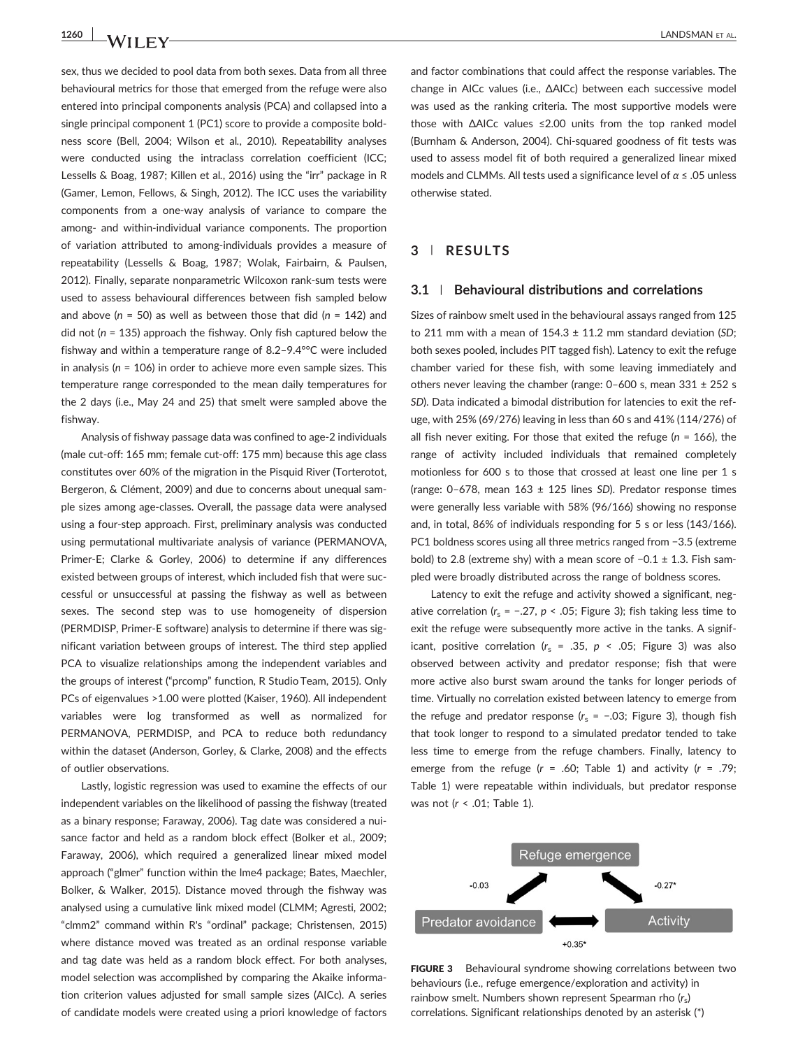sex, thus we decided to pool data from both sexes. Data from all three behavioural metrics for those that emerged from the refuge were also entered into principal components analysis (PCA) and collapsed into a single principal component 1 (PC1) score to provide a composite boldness score (Bell, 2004; Wilson et al., 2010). Repeatability analyses were conducted using the intraclass correlation coefficient (ICC; Lessells & Boag, 1987; Killen et al., 2016) using the "irr" package in R (Gamer, Lemon, Fellows, & Singh, 2012). The ICC uses the variability components from a one-way analysis of variance to compare the among- and within-individual variance components. The proportion of variation attributed to among-individuals provides a measure of repeatability (Lessells & Boag, 1987; Wolak, Fairbairn, & Paulsen, 2012). Finally, separate nonparametric Wilcoxon rank-sum tests were used to assess behavioural differences between fish sampled below and above ($n$ = 50) as well as between those that did ($n$ = 142) and did not ($n$ = 135) approach the fishway. Only fish captured below the fishway and within a temperature range of 8.2–9.4°°C were included in analysis ($n$ = 106) in order to achieve more even sample sizes. This temperature range corresponded to the mean daily temperatures for the 2 days (i.e., May 24 and 25) that smelt were sampled above the fishway.

Analysis of fishway passage data was confined to age-2 individuals (male cut-off: 165 mm; female cut-off: 175 mm) because this age class constitutes over 60% of the migration in the Pisquid River (Torterotot, Bergeron, & Clément, 2009) and due to concerns about unequal sample sizes among age-classes. Overall, the passage data were analysed using a four-step approach. First, preliminary analysis was conducted using permutational multivariate analysis of variance (PERMANOVA, Primer-E; Clarke & Gorley, 2006) to determine if any differences existed between groups of interest, which included fish that were successful or unsuccessful at passing the fishway as well as between sexes. The second step was to use homogeneity of dispersion (PERMDISP, Primer-E software) analysis to determine if there was significant variation between groups of interest. The third step applied PCA to visualize relationships among the independent variables and the groups of interest ("prcomp" function, R Studio Team, 2015). Only PCs of eigenvalues >1.00 were plotted (Kaiser, 1960). All independent variables were log transformed as well as normalized for PERMANOVA, PERMDISP, and PCA to reduce both redundancy within the dataset (Anderson, Gorley, & Clarke, 2008) and the effects of outlier observations.

Lastly, logistic regression was used to examine the effects of our independent variables on the likelihood of passing the fishway (treated as a binary response; Faraway, 2006). Tag date was considered a nuisance factor and held as a random block effect (Bolker et al., 2009; Faraway, 2006), which required a generalized linear mixed model approach ("glmer" function within the lme4 package; Bates, Maechler, Bolker, & Walker, 2015). Distance moved through the fishway was analysed using a cumulative link mixed model (CLMM; Agresti, 2002; "clmm2" command within R's "ordinal" package; Christensen, 2015) where distance moved was treated as an ordinal response variable and tag date was held as a random block effect. For both analyses, model selection was accomplished by comparing the Akaike information criterion values adjusted for small sample sizes (AICc). A series of candidate models were created using a priori knowledge of factors and factor combinations that could affect the response variables. The change in AICc values (i.e., ΔAICc) between each successive model was used as the ranking criteria. The most supportive models were those with ΔAICc values ≤2.00 units from the top ranked model (Burnham & Anderson, 2004). Chi-squared goodness of fit tests was used to assess model fit of both required a generalized linear mixed models and CLMMs. All tests used a significance level of $\alpha \leq .05$ unless otherwise stated.

## 3 | RESULTS

### 3.1 | Behavioural distributions and correlations

Sizes of rainbow smelt used in the behavioural assays ranged from 125 to 211 mm with a mean of 154.3 ± 11.2 mm standard deviation (*SD*; both sexes pooled, includes PIT tagged fish). Latency to exit the refuge chamber varied for these fish, with some leaving immediately and others never leaving the chamber (range: 0–600 s, mean 331 ± 252 s *SD*). Data indicated a bimodal distribution for latencies to exit the refuge, with 25% (69/276) leaving in less than 60 s and 41% (114/276) of all fish never exiting. For those that exited the refuge ($n$ = 166), the range of activity included individuals that remained completely motionless for 600 s to those that crossed at least one line per 1 s (range: 0–678, mean 163 ± 125 lines *SD*). Predator response times were generally less variable with 58% (96/166) showing no response and, in total, 86% of individuals responding for 5 s or less (143/166). PC1 boldness scores using all three metrics ranged from −3.5 (extreme bold) to 2.8 (extreme shy) with a mean score of −0.1 ± 1.3. Fish sampled were broadly distributed across the range of boldness scores.

Latency to exit the refuge and activity showed a significant, negative correlation ($r_s = -.27$, $p < .05$; Figure 3); fish taking less time to exit the refuge were subsequently more active in the tanks. A significant, positive correlation ($r_s = .35$, $p < .05$; Figure 3) was also observed between activity and predator response; fish that were more active also burst swam around the tanks for longer periods of time. Virtually no correlation existed between latency to emerge from the refuge and predator response ($r_s = -.03$; Figure 3), though fish that took longer to respond to a simulated predator tended to take less time to emerge from the refuge chambers. Finally, latency to emerge from the refuge ($r = .60$; Table 1) and activity ($r = .79$; Table 1) were repeatable within individuals, but predator response was not ($r < .01$; Table 1).

Refuge emergence — Predator avoidance: −0.03; Refuge emergence — Activity: −0.27*; Predator avoidance — Activity: +0.35*

**FIGURE 3** Behavioural syndrome showing correlations between two behaviours (i.e., refuge emergence/exploration and activity) in rainbow smelt. Numbers shown represent Spearman rho ($r_s$) correlations. Significant relationships denoted by an asterisk (*)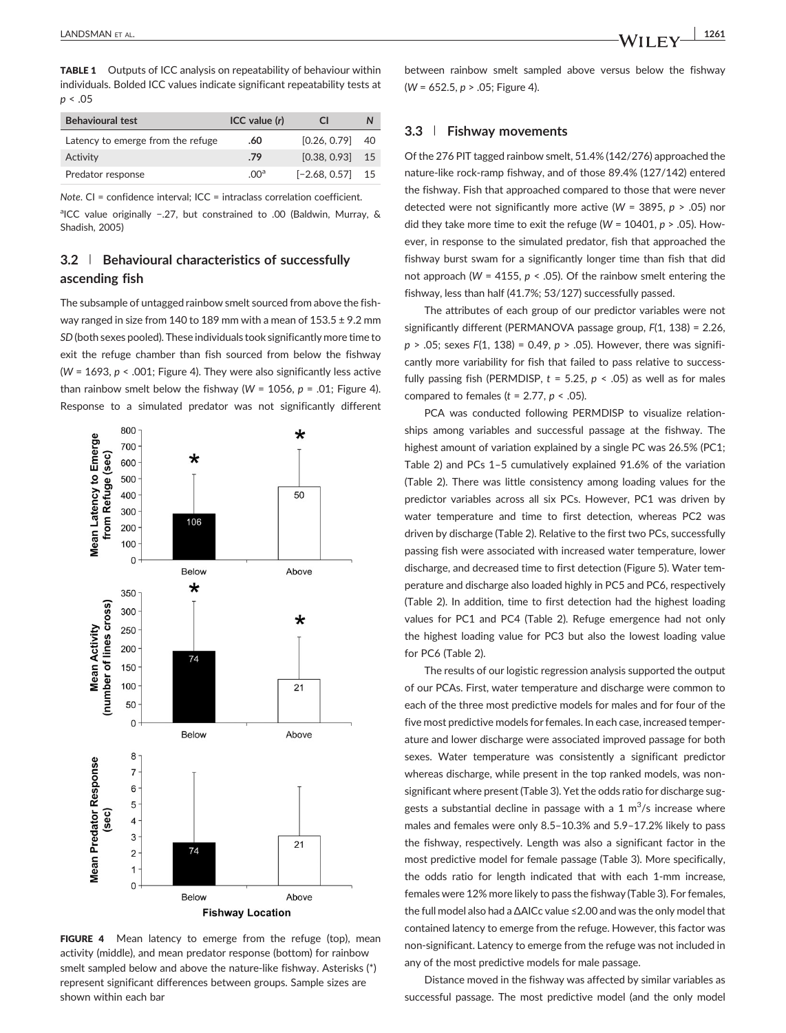**TABLE 1** Outputs of ICC analysis on repeatability of behaviour within individuals. Bolded ICC values indicate significant repeatability tests at $p < .05$

| Behavioural test | ICC value ($r$) | CI | N |
|---|---|---|---|
| Latency to emerge from the refuge | **.60** | [0.26, 0.79] | 40 |
| Activity | **.79** | [0.38, 0.93] | 15 |
| Predator response | .00[a] | [−2.68, 0.57] | 15 |

*Note*. CI = confidence interval; ICC = intraclass correlation coefficient.
[a]ICC value originally −.27, but constrained to .00 (Baldwin, Murray, & Shadish, 2005)

## 3.2 | Behavioural characteristics of successfully ascending fish

The subsample of untagged rainbow smelt sourced from above the fishway ranged in size from 140 to 189 mm with a mean of 153.5 ± 9.2 mm *SD* (both sexes pooled). These individuals took significantly more time to exit the refuge chamber than fish sourced from below the fishway ($W = 1693$, $p < .001$; Figure 4). They were also significantly less active than rainbow smelt below the fishway ($W = 1056$, $p = .01$; Figure 4). Response to a simulated predator was not significantly different between rainbow smelt sampled above versus below the fishway ($W = 652.5$, $p > .05$; Figure 4).

**FIGURE 4** Mean latency to emerge from the refuge (top), mean activity (middle), and mean predator response (bottom) for rainbow smelt sampled below and above the nature-like fishway. Asterisks (*) represent significant differences between groups. Sample sizes are shown within each bar

## 3.3 | Fishway movements

Of the 276 PIT tagged rainbow smelt, 51.4% (142/276) approached the nature-like rock-ramp fishway, and of those 89.4% (127/142) entered the fishway. Fish that approached compared to those that were never detected were not significantly more active ($W = 3895$, $p > .05$) nor did they take more time to exit the refuge ($W = 10401$, $p > .05$). However, in response to the simulated predator, fish that approached the fishway burst swam for a significantly longer time than fish that did not approach ($W = 4155$, $p < .05$). Of the rainbow smelt entering the fishway, less than half (41.7%; 53/127) successfully passed.

The attributes of each group of our predictor variables were not significantly different (PERMANOVA passage group, $F(1, 138) = 2.26$, $p > .05$; sexes $F(1, 138) = 0.49$, $p > .05$). However, there was significantly more variability for fish that failed to pass relative to successfully passing fish (PERMDISP, $t = 5.25$, $p < .05$) as well as for males compared to females ($t = 2.77$, $p < .05$).

PCA was conducted following PERMDISP to visualize relationships among variables and successful passage at the fishway. The highest amount of variation explained by a single PC was 26.5% (PC1; Table 2) and PCs 1–5 cumulatively explained 91.6% of the variation (Table 2). There was little consistency among loading values for the predictor variables across all six PCs. However, PC1 was driven by water temperature and time to first detection, whereas PC2 was driven by discharge (Table 2). Relative to the first two PCs, successfully passing fish were associated with increased water temperature, lower discharge, and decreased time to first detection (Figure 5). Water temperature and discharge also loaded highly in PC5 and PC6, respectively (Table 2). In addition, time to first detection had the highest loading values for PC1 and PC4 (Table 2). Refuge emergence had not only the highest loading value for PC3 but also the lowest loading value for PC6 (Table 2).

The results of our logistic regression analysis supported the output of our PCAs. First, water temperature and discharge were common to each of the three most predictive models for males and for four of the five most predictive models for females. In each case, increased temperature and lower discharge were associated improved passage for both sexes. Water temperature was consistently a significant predictor whereas discharge, while present in the top ranked models, was non-significant where present (Table 3). Yet the odds ratio for discharge suggests a substantial decline in passage with a 1 $m^3$/s increase where males and females were only 8.5–10.3% and 5.9–17.2% likely to pass the fishway, respectively. Length was also a significant factor in the most predictive model for female passage (Table 3). More specifically, the odds ratio for length indicated that with each 1-mm increase, females were 12% more likely to pass the fishway (Table 3). For females, the full model also had a $\Delta AICc$ value ≤2.00 and was the only model that contained latency to emerge from the refuge. However, this factor was non-significant. Latency to emerge from the refuge was not included in any of the most predictive models for male passage.

Distance moved in the fishway was affected by similar variables as successful passage. The most predictive model (and the only model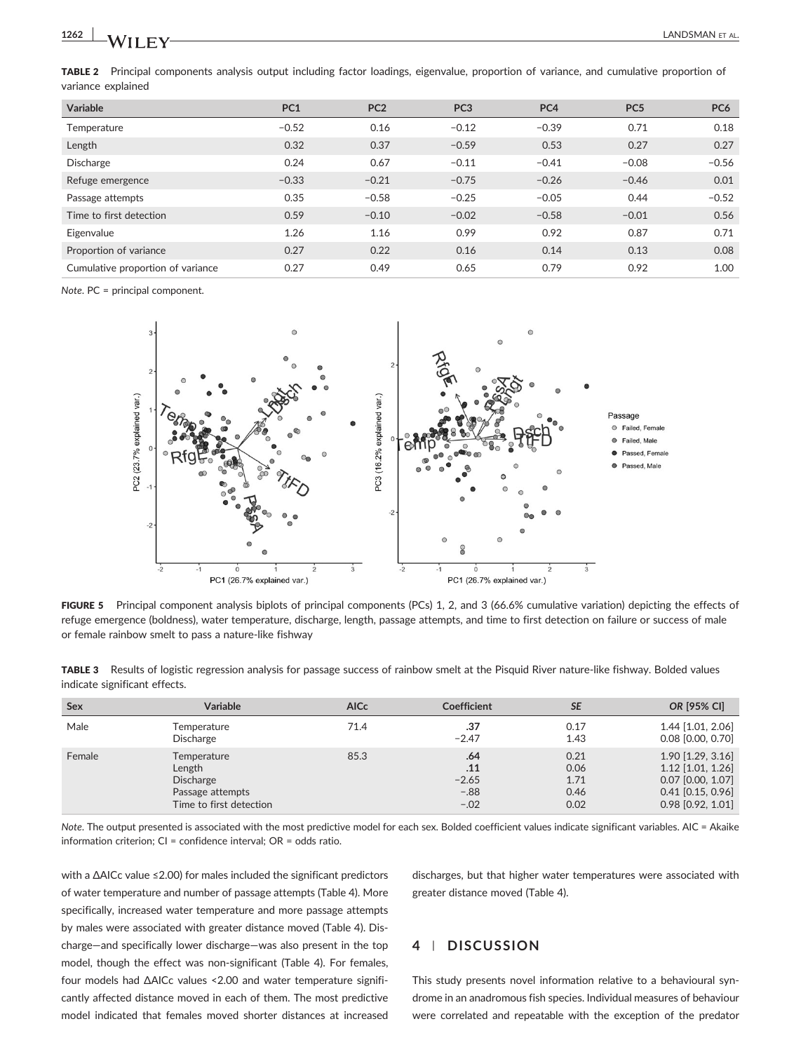**TABLE 2** Principal components analysis output including factor loadings, eigenvalue, proportion of variance, and cumulative proportion of variance explained

| Variable | PC1 | PC2 | PC3 | PC4 | PC5 | PC6 |
|---|---|---|---|---|---|---|
| Temperature | −0.52 | 0.16 | −0.12 | −0.39 | 0.71 | 0.18 |
| Length | 0.32 | 0.37 | −0.59 | 0.53 | 0.27 | 0.27 |
| Discharge | 0.24 | 0.67 | −0.11 | −0.41 | −0.08 | −0.56 |
| Refuge emergence | −0.33 | −0.21 | −0.75 | −0.26 | −0.46 | 0.01 |
| Passage attempts | 0.35 | −0.58 | −0.25 | −0.05 | 0.44 | −0.52 |
| Time to first detection | 0.59 | −0.10 | −0.02 | −0.58 | −0.01 | 0.56 |
| Eigenvalue | 1.26 | 1.16 | 0.99 | 0.92 | 0.87 | 0.71 |
| Proportion of variance | 0.27 | 0.22 | 0.16 | 0.14 | 0.13 | 0.08 |
| Cumulative proportion of variance | 0.27 | 0.49 | 0.65 | 0.79 | 0.92 | 1.00 |

*Note*. PC = principal component.

**FIGURE 5** Principal component analysis biplots of principal components (PCs) 1, 2, and 3 (66.6% cumulative variation) depicting the effects of refuge emergence (boldness), water temperature, discharge, length, passage attempts, and time to first detection on failure or success of male or female rainbow smelt to pass a nature-like fishway

**TABLE 3** Results of logistic regression analysis for passage success of rainbow smelt at the Pisquid River nature-like fishway. Bolded values indicate significant effects.

| Sex | Variable | AICc | Coefficient | SE | OR [95% CI] |
|---|---|---|---|---|---|
| Male | Temperature | 71.4 | **.37** | 0.17 | 1.44 [1.01, 2.06] |
| | Discharge | | −2.47 | 1.43 | 0.08 [0.00, 0.70] |
| Female | Temperature | 85.3 | **.64** | 0.21 | 1.90 [1.29, 3.16] |
| | Length | | **.11** | 0.06 | 1.12 [1.01, 1.26] |
| | Discharge | | −2.65 | 1.71 | 0.07 [0.00, 1.07] |
| | Passage attempts | | −.88 | 0.46 | 0.41 [0.15, 0.96] |
| | Time to first detection | | −.02 | 0.02 | 0.98 [0.92, 1.01] |

*Note*. The output presented is associated with the most predictive model for each sex. Bolded coefficient values indicate significant variables. AIC = Akaike information criterion; CI = confidence interval; OR = odds ratio.

with a ΔAICc value ≤2.00) for males included the significant predictors of water temperature and number of passage attempts (Table 4). More specifically, increased water temperature and more passage attempts by males were associated with greater distance moved (Table 4). Discharge—and specifically lower discharge—was also present in the top model, though the effect was non-significant (Table 4). For females, four models had ΔAICc values <2.00 and water temperature significantly affected distance moved in each of them. The most predictive model indicated that females moved shorter distances at increased discharges, but that higher water temperatures were associated with greater distance moved (Table 4).

## 4 | DISCUSSION

This study presents novel information relative to a behavioural syndrome in an anadromous fish species. Individual measures of behaviour were correlated and repeatable with the exception of the predator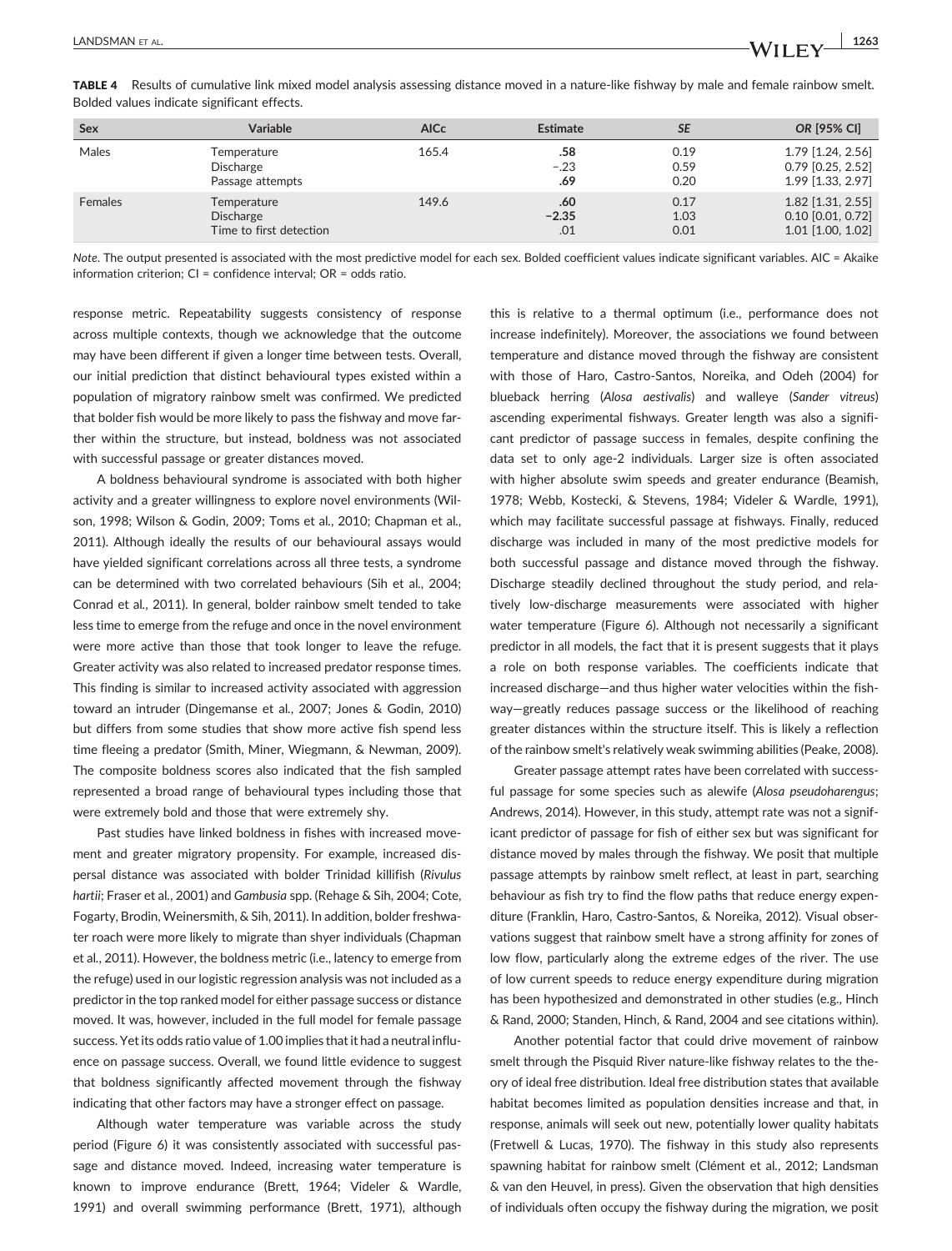**TABLE 4** Results of cumulative link mixed model analysis assessing distance moved in a nature-like fishway by male and female rainbow smelt. Bolded values indicate significant effects.

| Sex | Variable | AICc | Estimate | *SE* | *OR* [95% CI] |
|---|---|---|---|---|---|
| Males | Temperature | 165.4 | **.58** | 0.19 | 1.79 [1.24, 2.56] |
| | Discharge | | −.23 | 0.59 | 0.79 [0.25, 2.52] |
| | Passage attempts | | **.69** | 0.20 | 1.99 [1.33, 2.97] |
| Females | Temperature | 149.6 | **.60** | 0.17 | 1.82 [1.31, 2.55] |
| | Discharge | | **−2.35** | 1.03 | 0.10 [0.01, 0.72] |
| | Time to first detection | | .01 | 0.01 | 1.01 [1.00, 1.02] |

*Note*. The output presented is associated with the most predictive model for each sex. Bolded coefficient values indicate significant variables. AIC = Akaike information criterion; CI = confidence interval; OR = odds ratio.

response metric. Repeatability suggests consistency of response across multiple contexts, though we acknowledge that the outcome may have been different if given a longer time between tests. Overall, our initial prediction that distinct behavioural types existed within a population of migratory rainbow smelt was confirmed. We predicted that bolder fish would be more likely to pass the fishway and move farther within the structure, but instead, boldness was not associated with successful passage or greater distances moved.

A boldness behavioural syndrome is associated with both higher activity and a greater willingness to explore novel environments (Wilson, 1998; Wilson & Godin, 2009; Toms et al., 2010; Chapman et al., 2011). Although ideally the results of our behavioural assays would have yielded significant correlations across all three tests, a syndrome can be determined with two correlated behaviours (Sih et al., 2004; Conrad et al., 2011). In general, bolder rainbow smelt tended to take less time to emerge from the refuge and once in the novel environment were more active than those that took longer to leave the refuge. Greater activity was also related to increased predator response times. This finding is similar to increased activity associated with aggression toward an intruder (Dingemanse et al., 2007; Jones & Godin, 2010) but differs from some studies that show more active fish spend less time fleeing a predator (Smith, Miner, Wiegmann, & Newman, 2009). The composite boldness scores also indicated that the fish sampled represented a broad range of behavioural types including those that were extremely bold and those that were extremely shy.

Past studies have linked boldness in fishes with increased movement and greater migratory propensity. For example, increased dispersal distance was associated with bolder Trinidad killifish (*Rivulus hartii*; Fraser et al., 2001) and *Gambusia* spp. (Rehage & Sih, 2004; Cote, Fogarty, Brodin, Weinersmith, & Sih, 2011). In addition, bolder freshwater roach were more likely to migrate than shyer individuals (Chapman et al., 2011). However, the boldness metric (i.e., latency to emerge from the refuge) used in our logistic regression analysis was not included as a predictor in the top ranked model for either passage success or distance moved. It was, however, included in the full model for female passage success. Yet its odds ratio value of 1.00 implies that it had a neutral influence on passage success. Overall, we found little evidence to suggest that boldness significantly affected movement through the fishway indicating that other factors may have a stronger effect on passage.

Although water temperature was variable across the study period (Figure 6) it was consistently associated with successful passage and distance moved. Indeed, increasing water temperature is known to improve endurance (Brett, 1964; Videler & Wardle, 1991) and overall swimming performance (Brett, 1971), although this is relative to a thermal optimum (i.e., performance does not increase indefinitely). Moreover, the associations we found between temperature and distance moved through the fishway are consistent with those of Haro, Castro-Santos, Noreika, and Odeh (2004) for blueback herring (*Alosa aestivalis*) and walleye (*Sander vitreus*) ascending experimental fishways. Greater length was also a significant predictor of passage success in females, despite confining the data set to only age-2 individuals. Larger size is often associated with higher absolute swim speeds and greater endurance (Beamish, 1978; Webb, Kostecki, & Stevens, 1984; Videler & Wardle, 1991), which may facilitate successful passage at fishways. Finally, reduced discharge was included in many of the most predictive models for both successful passage and distance moved through the fishway. Discharge steadily declined throughout the study period, and relatively low-discharge measurements were associated with higher water temperature (Figure 6). Although not necessarily a significant predictor in all models, the fact that it is present suggests that it plays a role on both response variables. The coefficients indicate that increased discharge—and thus higher water velocities within the fishway—greatly reduces passage success or the likelihood of reaching greater distances within the structure itself. This is likely a reflection of the rainbow smelt's relatively weak swimming abilities (Peake, 2008).

Greater passage attempt rates have been correlated with successful passage for some species such as alewife (*Alosa pseudoharengus*; Andrews, 2014). However, in this study, attempt rate was not a significant predictor of passage for fish of either sex but was significant for distance moved by males through the fishway. We posit that multiple passage attempts by rainbow smelt reflect, at least in part, searching behaviour as fish try to find the flow paths that reduce energy expenditure (Franklin, Haro, Castro-Santos, & Noreika, 2012). Visual observations suggest that rainbow smelt have a strong affinity for zones of low flow, particularly along the extreme edges of the river. The use of low current speeds to reduce energy expenditure during migration has been hypothesized and demonstrated in other studies (e.g., Hinch & Rand, 2000; Standen, Hinch, & Rand, 2004 and see citations within).

Another potential factor that could drive movement of rainbow smelt through the Pisquid River nature-like fishway relates to the theory of ideal free distribution. Ideal free distribution states that available habitat becomes limited as population densities increase and that, in response, animals will seek out new, potentially lower quality habitats (Fretwell & Lucas, 1970). The fishway in this study also represents spawning habitat for rainbow smelt (Clément et al., 2012; Landsman & van den Heuvel, in press). Given the observation that high densities of individuals often occupy the fishway during the migration, we posit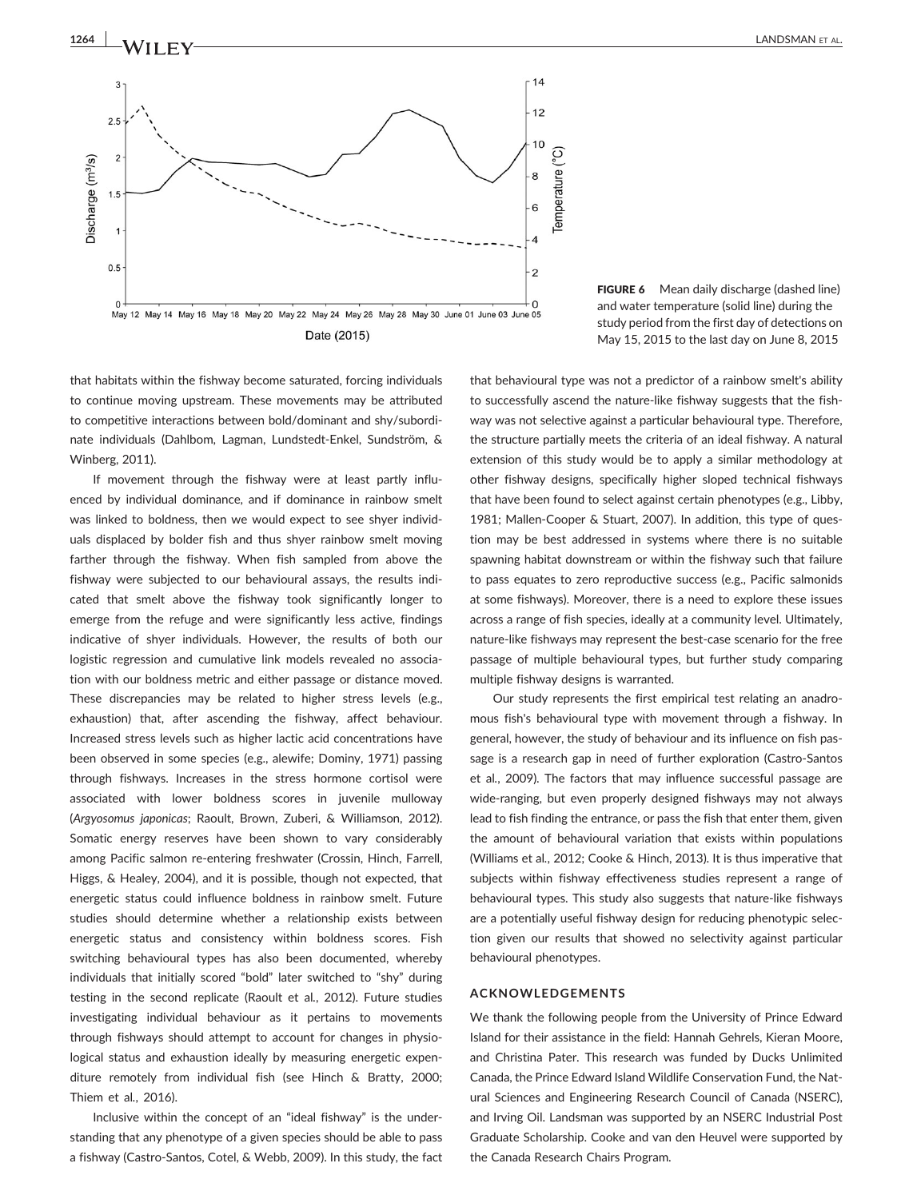FIGURE 6 Mean daily discharge (dashed line) and water temperature (solid line) during the study period from the first day of detections on May 15, 2015 to the last day on June 8, 2015

that habitats within the fishway become saturated, forcing individuals to continue moving upstream. These movements may be attributed to competitive interactions between bold/dominant and shy/subordinate individuals (Dahlbom, Lagman, Lundstedt‐Enkel, Sundström, & Winberg, 2011).

If movement through the fishway were at least partly influenced by individual dominance, and if dominance in rainbow smelt was linked to boldness, then we would expect to see shyer individuals displaced by bolder fish and thus shyer rainbow smelt moving farther through the fishway. When fish sampled from above the fishway were subjected to our behavioural assays, the results indicated that smelt above the fishway took significantly longer to emerge from the refuge and were significantly less active, findings indicative of shyer individuals. However, the results of both our logistic regression and cumulative link models revealed no association with our boldness metric and either passage or distance moved. These discrepancies may be related to higher stress levels (e.g., exhaustion) that, after ascending the fishway, affect behaviour. Increased stress levels such as higher lactic acid concentrations have been observed in some species (e.g., alewife; Dominy, 1971) passing through fishways. Increases in the stress hormone cortisol were associated with lower boldness scores in juvenile mulloway (*Argyosomus japonicas*; Raoult, Brown, Zuberi, & Williamson, 2012). Somatic energy reserves have been shown to vary considerably among Pacific salmon re‐entering freshwater (Crossin, Hinch, Farrell, Higgs, & Healey, 2004), and it is possible, though not expected, that energetic status could influence boldness in rainbow smelt. Future studies should determine whether a relationship exists between energetic status and consistency within boldness scores. Fish switching behavioural types has also been documented, whereby individuals that initially scored "bold" later switched to "shy" during testing in the second replicate (Raoult et al., 2012). Future studies investigating individual behaviour as it pertains to movements through fishways should attempt to account for changes in physiological status and exhaustion ideally by measuring energetic expenditure remotely from individual fish (see Hinch & Bratty, 2000; Thiem et al., 2016).

Inclusive within the concept of an "ideal fishway" is the understanding that any phenotype of a given species should be able to pass a fishway (Castro‐Santos, Cotel, & Webb, 2009). In this study, the fact that behavioural type was not a predictor of a rainbow smelt's ability to successfully ascend the nature‐like fishway suggests that the fishway was not selective against a particular behavioural type. Therefore, the structure partially meets the criteria of an ideal fishway. A natural extension of this study would be to apply a similar methodology at other fishway designs, specifically higher sloped technical fishways that have been found to select against certain phenotypes (e.g., Libby, 1981; Mallen‐Cooper & Stuart, 2007). In addition, this type of question may be best addressed in systems where there is no suitable spawning habitat downstream or within the fishway such that failure to pass equates to zero reproductive success (e.g., Pacific salmonids at some fishways). Moreover, there is a need to explore these issues across a range of fish species, ideally at a community level. Ultimately, nature‐like fishways may represent the best‐case scenario for the free passage of multiple behavioural types, but further study comparing multiple fishway designs is warranted.

Our study represents the first empirical test relating an anadromous fish's behavioural type with movement through a fishway. In general, however, the study of behaviour and its influence on fish passage is a research gap in need of further exploration (Castro‐Santos et al., 2009). The factors that may influence successful passage are wide‐ranging, but even properly designed fishways may not always lead to fish finding the entrance, or pass the fish that enter them, given the amount of behavioural variation that exists within populations (Williams et al., 2012; Cooke & Hinch, 2013). It is thus imperative that subjects within fishway effectiveness studies represent a range of behavioural types. This study also suggests that nature‐like fishways are a potentially useful fishway design for reducing phenotypic selection given our results that showed no selectivity against particular behavioural phenotypes.

## ACKNOWLEDGEMENTS

We thank the following people from the University of Prince Edward Island for their assistance in the field: Hannah Gehrels, Kieran Moore, and Christina Pater. This research was funded by Ducks Unlimited Canada, the Prince Edward Island Wildlife Conservation Fund, the Natural Sciences and Engineering Research Council of Canada (NSERC), and Irving Oil. Landsman was supported by an NSERC Industrial Post Graduate Scholarship. Cooke and van den Heuvel were supported by the Canada Research Chairs Program.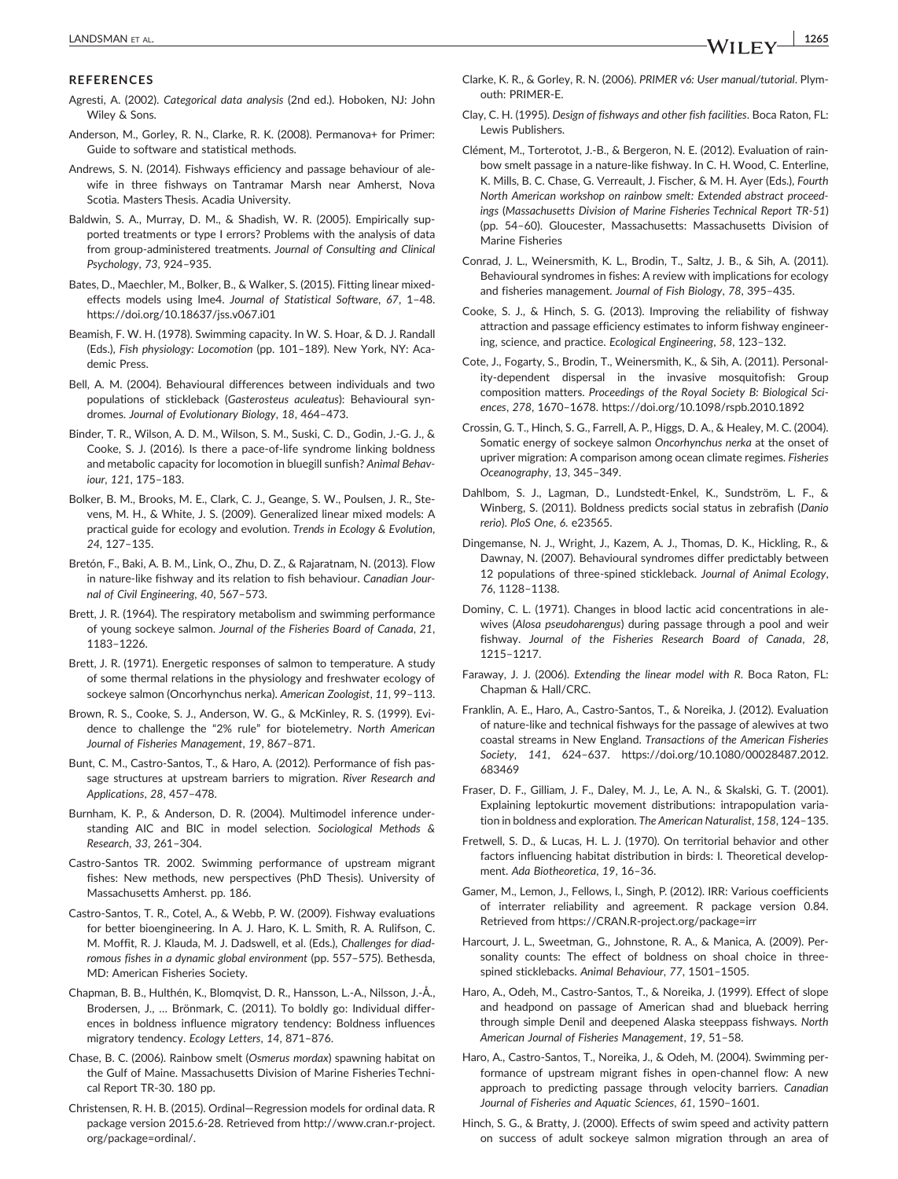## REFERENCES

Agresti, A. (2002). *Categorical data analysis* (2nd ed.). Hoboken, NJ: John Wiley & Sons.

Anderson, M., Gorley, R. N., Clarke, R. K. (2008). Permanova+ for Primer: Guide to software and statistical methods.

Andrews, S. N. (2014). Fishways efficiency and passage behaviour of alewife in three fishways on Tantramar Marsh near Amherst, Nova Scotia. Masters Thesis. Acadia University.

Baldwin, S. A., Murray, D. M., & Shadish, W. R. (2005). Empirically supported treatments or type I errors? Problems with the analysis of data from group-administered treatments. *Journal of Consulting and Clinical Psychology*, *73*, 924–935.

Bates, D., Maechler, M., Bolker, B., & Walker, S. (2015). Fitting linear mixed-effects models using lme4. *Journal of Statistical Software*, *67*, 1–48. https://doi.org/10.18637/jss.v067.i01

Beamish, F. W. H. (1978). Swimming capacity. In W. S. Hoar, & D. J. Randall (Eds.), *Fish physiology: Locomotion* (pp. 101–189). New York, NY: Academic Press.

Bell, A. M. (2004). Behavioural differences between individuals and two populations of stickleback (*Gasterosteus aculeatus*): Behavioural syndromes. *Journal of Evolutionary Biology*, *18*, 464–473.

Binder, T. R., Wilson, A. D. M., Wilson, S. M., Suski, C. D., Godin, J.-G. J., & Cooke, S. J. (2016). Is there a pace-of-life syndrome linking boldness and metabolic capacity for locomotion in bluegill sunfish? *Animal Behaviour*, *121*, 175–183.

Bolker, B. M., Brooks, M. E., Clark, C. J., Geange, S. W., Poulsen, J. R., Stevens, M. H., & White, J. S. (2009). Generalized linear mixed models: A practical guide for ecology and evolution. *Trends in Ecology & Evolution*, *24*, 127–135.

Bretón, F., Baki, A. B. M., Link, O., Zhu, D. Z., & Rajaratnam, N. (2013). Flow in nature-like fishway and its relation to fish behaviour. *Canadian Journal of Civil Engineering*, *40*, 567–573.

Brett, J. R. (1964). The respiratory metabolism and swimming performance of young sockeye salmon. *Journal of the Fisheries Board of Canada*, *21*, 1183–1226.

Brett, J. R. (1971). Energetic responses of salmon to temperature. A study of some thermal relations in the physiology and freshwater ecology of sockeye salmon (Oncorhynchus nerka). *American Zoologist*, *11*, 99–113.

Brown, R. S., Cooke, S. J., Anderson, W. G., & McKinley, R. S. (1999). Evidence to challenge the "2% rule" for biotelemetry. *North American Journal of Fisheries Management*, *19*, 867–871.

Bunt, C. M., Castro-Santos, T., & Haro, A. (2012). Performance of fish passage structures at upstream barriers to migration. *River Research and Applications*, *28*, 457–478.

Burnham, K. P., & Anderson, D. R. (2004). Multimodel inference understanding AIC and BIC in model selection. *Sociological Methods & Research*, *33*, 261–304.

Castro-Santos TR. 2002. Swimming performance of upstream migrant fishes: New methods, new perspectives (PhD Thesis). University of Massachusetts Amherst. pp. 186.

Castro-Santos, T. R., Cotel, A., & Webb, P. W. (2009). Fishway evaluations for better bioengineering. In A. J. Haro, K. L. Smith, R. A. Rulifson, C. M. Moffit, R. J. Klauda, M. J. Dadswell, et al. (Eds.), *Challenges for diadromous fishes in a dynamic global environment* (pp. 557–575). Bethesda, MD: American Fisheries Society.

Chapman, B. B., Hulthén, K., Blomqvist, D. R., Hansson, L.-A., Nilsson, J.-Å., Brodersen, J., … Brönmark, C. (2011). To boldly go: Individual differences in boldness influence migratory tendency: Boldness influences migratory tendency. *Ecology Letters*, *14*, 871–876.

Chase, B. C. (2006). Rainbow smelt (*Osmerus mordax*) spawning habitat on the Gulf of Maine. Massachusetts Division of Marine Fisheries Technical Report TR-30. 180 pp.

Christensen, R. H. B. (2015). Ordinal—Regression models for ordinal data. R package version 2015.6-28. Retrieved from http://www.cran.r-project.org/package=ordinal/.

Clarke, K. R., & Gorley, R. N. (2006). *PRIMER v6: User manual/tutorial*. Plymouth: PRIMER-E.

Clay, C. H. (1995). *Design of fishways and other fish facilities*. Boca Raton, FL: Lewis Publishers.

Clément, M., Torterotot, J.-B., & Bergeron, N. E. (2012). Evaluation of rainbow smelt passage in a nature-like fishway. In C. H. Wood, C. Enterline, K. Mills, B. C. Chase, G. Verreault, J. Fischer, & M. H. Ayer (Eds.), *Fourth North American workshop on rainbow smelt: Extended abstract proceedings* (*Massachusetts Division of Marine Fisheries Technical Report TR-51*) (pp. 54–60). Gloucester, Massachusetts: Massachusetts Division of Marine Fisheries

Conrad, J. L., Weinersmith, K. L., Brodin, T., Saltz, J. B., & Sih, A. (2011). Behavioural syndromes in fishes: A review with implications for ecology and fisheries management. *Journal of Fish Biology*, *78*, 395–435.

Cooke, S. J., & Hinch, S. G. (2013). Improving the reliability of fishway attraction and passage efficiency estimates to inform fishway engineering, science, and practice. *Ecological Engineering*, *58*, 123–132.

Cote, J., Fogarty, S., Brodin, T., Weinersmith, K., & Sih, A. (2011). Personality-dependent dispersal in the invasive mosquitofish: Group composition matters. *Proceedings of the Royal Society B: Biological Sciences*, *278*, 1670–1678. https://doi.org/10.1098/rspb.2010.1892

Crossin, G. T., Hinch, S. G., Farrell, A. P., Higgs, D. A., & Healey, M. C. (2004). Somatic energy of sockeye salmon *Oncorhynchus nerka* at the onset of upriver migration: A comparison among ocean climate regimes. *Fisheries Oceanography*, *13*, 345–349.

Dahlbom, S. J., Lagman, D., Lundstedt-Enkel, K., Sundström, L. F., & Winberg, S. (2011). Boldness predicts social status in zebrafish (*Danio rerio*). *PloS One*, *6*. e23565.

Dingemanse, N. J., Wright, J., Kazem, A. J., Thomas, D. K., Hickling, R., & Dawnay, N. (2007). Behavioural syndromes differ predictably between 12 populations of three-spined stickleback. *Journal of Animal Ecology*, *76*, 1128–1138.

Dominy, C. L. (1971). Changes in blood lactic acid concentrations in alewives (*Alosa pseudoharengus*) during passage through a pool and weir fishway. *Journal of the Fisheries Research Board of Canada*, *28*, 1215–1217.

Faraway, J. J. (2006). *Extending the linear model with R*. Boca Raton, FL: Chapman & Hall/CRC.

Franklin, A. E., Haro, A., Castro-Santos, T., & Noreika, J. (2012). Evaluation of nature-like and technical fishways for the passage of alewives at two coastal streams in New England. *Transactions of the American Fisheries Society*, *141*, 624–637. https://doi.org/10.1080/00028487.2012.683469

Fraser, D. F., Gilliam, J. F., Daley, M. J., Le, A. N., & Skalski, G. T. (2001). Explaining leptokurtic movement distributions: intrapopulation variation in boldness and exploration. *The American Naturalist*, *158*, 124–135.

Fretwell, S. D., & Lucas, H. L. J. (1970). On territorial behavior and other factors influencing habitat distribution in birds: I. Theoretical development. *Ada Biotheoretica*, *19*, 16–36.

Gamer, M., Lemon, J., Fellows, I., Singh, P. (2012). IRR: Various coefficients of interrater reliability and agreement. R package version 0.84. Retrieved from https://CRAN.R-project.org/package=irr

Harcourt, J. L., Sweetman, G., Johnstone, R. A., & Manica, A. (2009). Personality counts: The effect of boldness on shoal choice in three-spined sticklebacks. *Animal Behaviour*, *77*, 1501–1505.

Haro, A., Odeh, M., Castro-Santos, T., & Noreika, J. (1999). Effect of slope and headpond on passage of American shad and blueback herring through simple Denil and deepened Alaska steeppass fishways. *North American Journal of Fisheries Management*, *19*, 51–58.

Haro, A., Castro-Santos, T., Noreika, J., & Odeh, M. (2004). Swimming performance of upstream migrant fishes in open-channel flow: A new approach to predicting passage through velocity barriers. *Canadian Journal of Fisheries and Aquatic Sciences*, *61*, 1590–1601.

Hinch, S. G., & Bratty, J. (2000). Effects of swim speed and activity pattern on success of adult sockeye salmon migration through an area of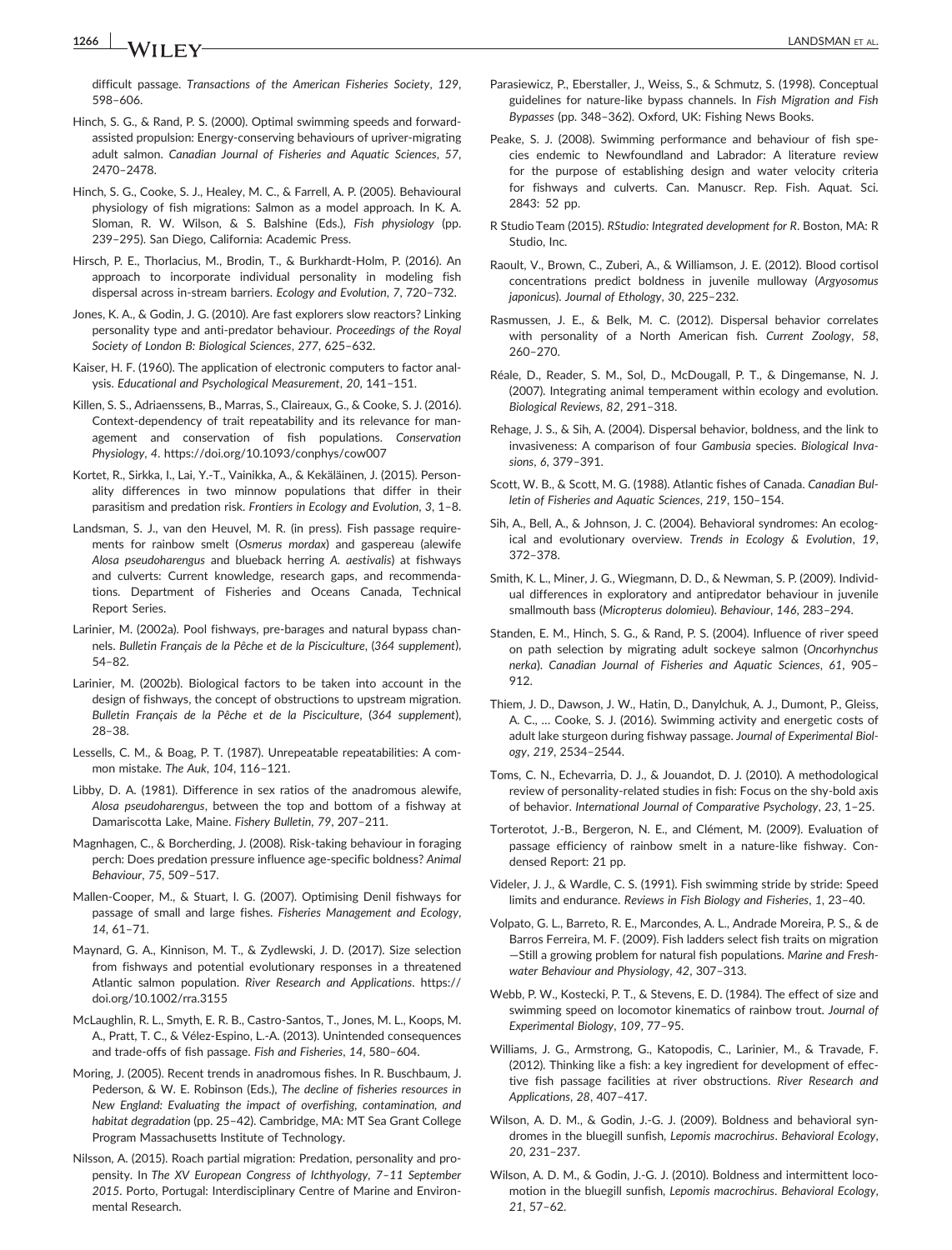difficult passage. *Transactions of the American Fisheries Society*, *129*, 598–606.

Hinch, S. G., & Rand, P. S. (2000). Optimal swimming speeds and forward-assisted propulsion: Energy-conserving behaviours of upriver-migrating adult salmon. *Canadian Journal of Fisheries and Aquatic Sciences*, *57*, 2470–2478.

Hinch, S. G., Cooke, S. J., Healey, M. C., & Farrell, A. P. (2005). Behavioural physiology of fish migrations: Salmon as a model approach. In K. A. Sloman, R. W. Wilson, & S. Balshine (Eds.), *Fish physiology* (pp. 239–295). San Diego, California: Academic Press.

Hirsch, P. E., Thorlacius, M., Brodin, T., & Burkhardt-Holm, P. (2016). An approach to incorporate individual personality in modeling fish dispersal across in-stream barriers. *Ecology and Evolution*, *7*, 720–732.

Jones, K. A., & Godin, J. G. (2010). Are fast explorers slow reactors? Linking personality type and anti-predator behaviour. *Proceedings of the Royal Society of London B: Biological Sciences*, *277*, 625–632.

Kaiser, H. F. (1960). The application of electronic computers to factor analysis. *Educational and Psychological Measurement*, *20*, 141–151.

Killen, S. S., Adriaenssens, B., Marras, S., Claireaux, G., & Cooke, S. J. (2016). Context-dependency of trait repeatability and its relevance for management and conservation of fish populations. *Conservation Physiology*, *4*. https://doi.org/10.1093/conphys/cow007

Kortet, R., Sirkka, I., Lai, Y.-T., Vainikka, A., & Kekäläinen, J. (2015). Personality differences in two minnow populations that differ in their parasitism and predation risk. *Frontiers in Ecology and Evolution*, *3*, 1–8.

Landsman, S. J., van den Heuvel, M. R. (in press). Fish passage requirements for rainbow smelt (*Osmerus mordax*) and gaspereau (alewife *Alosa pseudoharengus* and blueback herring *A. aestivalis*) at fishways and culverts: Current knowledge, research gaps, and recommendations. Department of Fisheries and Oceans Canada, Technical Report Series.

Larinier, M. (2002a). Pool fishways, pre-barages and natural bypass channels. *Bulletin Français de la Pêche et de la Pisciculture*, (*364 supplement*), 54–82.

Larinier, M. (2002b). Biological factors to be taken into account in the design of fishways, the concept of obstructions to upstream migration. *Bulletin Français de la Pêche et de la Pisciculture*, (*364 supplement*), 28–38.

Lessells, C. M., & Boag, P. T. (1987). Unrepeatable repeatabilities: A common mistake. *The Auk*, *104*, 116–121.

Libby, D. A. (1981). Difference in sex ratios of the anadromous alewife, *Alosa pseudoharengus*, between the top and bottom of a fishway at Damariscotta Lake, Maine. *Fishery Bulletin*, *79*, 207–211.

Magnhagen, C., & Borcherding, J. (2008). Risk-taking behaviour in foraging perch: Does predation pressure influence age-specific boldness? *Animal Behaviour*, *75*, 509–517.

Mallen-Cooper, M., & Stuart, I. G. (2007). Optimising Denil fishways for passage of small and large fishes. *Fisheries Management and Ecology*, *14*, 61–71.

Maynard, G. A., Kinnison, M. T., & Zydlewski, J. D. (2017). Size selection from fishways and potential evolutionary responses in a threatened Atlantic salmon population. *River Research and Applications*. https://doi.org/10.1002/rra.3155

McLaughlin, R. L., Smyth, E. R. B., Castro-Santos, T., Jones, M. L., Koops, M. A., Pratt, T. C., & Vélez-Espino, L.-A. (2013). Unintended consequences and trade-offs of fish passage. *Fish and Fisheries*, *14*, 580–604.

Moring, J. (2005). Recent trends in anadromous fishes. In R. Buschbaum, J. Pederson, & W. E. Robinson (Eds.), *The decline of fisheries resources in New England: Evaluating the impact of overfishing, contamination, and habitat degradation* (pp. 25–42). Cambridge, MA: MT Sea Grant College Program Massachusetts Institute of Technology.

Nilsson, A. (2015). Roach partial migration: Predation, personality and propensity. In *The XV European Congress of Ichthyology, 7–11 September 2015*. Porto, Portugal: Interdisciplinary Centre of Marine and Environmental Research.

Parasiewicz, P., Eberstaller, J., Weiss, S., & Schmutz, S. (1998). Conceptual guidelines for nature-like bypass channels. In *Fish Migration and Fish Bypasses* (pp. 348–362). Oxford, UK: Fishing News Books.

Peake, S. J. (2008). Swimming performance and behaviour of fish species endemic to Newfoundland and Labrador: A literature review for the purpose of establishing design and water velocity criteria for fishways and culverts. Can. Manuscr. Rep. Fish. Aquat. Sci. 2843: 52 pp.

R Studio Team (2015). *RStudio: Integrated development for R*. Boston, MA: R Studio, Inc.

Raoult, V., Brown, C., Zuberi, A., & Williamson, J. E. (2012). Blood cortisol concentrations predict boldness in juvenile mulloway (*Argyosomus japonicus*). *Journal of Ethology*, *30*, 225–232.

Rasmussen, J. E., & Belk, M. C. (2012). Dispersal behavior correlates with personality of a North American fish. *Current Zoology*, *58*, 260–270.

Réale, D., Reader, S. M., Sol, D., McDougall, P. T., & Dingemanse, N. J. (2007). Integrating animal temperament within ecology and evolution. *Biological Reviews*, *82*, 291–318.

Rehage, J. S., & Sih, A. (2004). Dispersal behavior, boldness, and the link to invasiveness: A comparison of four *Gambusia* species. *Biological Invasions*, *6*, 379–391.

Scott, W. B., & Scott, M. G. (1988). Atlantic fishes of Canada. *Canadian Bulletin of Fisheries and Aquatic Sciences*, *219*, 150–154.

Sih, A., Bell, A., & Johnson, J. C. (2004). Behavioral syndromes: An ecological and evolutionary overview. *Trends in Ecology & Evolution*, *19*, 372–378.

Smith, K. L., Miner, J. G., Wiegmann, D. D., & Newman, S. P. (2009). Individual differences in exploratory and antipredator behaviour in juvenile smallmouth bass (*Micropterus dolomieu*). *Behaviour*, *146*, 283–294.

Standen, E. M., Hinch, S. G., & Rand, P. S. (2004). Influence of river speed on path selection by migrating adult sockeye salmon (*Oncorhynchus nerka*). *Canadian Journal of Fisheries and Aquatic Sciences*, *61*, 905–912.

Thiem, J. D., Dawson, J. W., Hatin, D., Danylchuk, A. J., Dumont, P., Gleiss, A. C., … Cooke, S. J. (2016). Swimming activity and energetic costs of adult lake sturgeon during fishway passage. *Journal of Experimental Biology*, *219*, 2534–2544.

Toms, C. N., Echevarria, D. J., & Jouandot, D. J. (2010). A methodological review of personality-related studies in fish: Focus on the shy-bold axis of behavior. *International Journal of Comparative Psychology*, *23*, 1–25.

Torterotot, J.-B., Bergeron, N. E., and Clément, M. (2009). Evaluation of passage efficiency of rainbow smelt in a nature-like fishway. Condensed Report: 21 pp.

Videler, J. J., & Wardle, C. S. (1991). Fish swimming stride by stride: Speed limits and endurance. *Reviews in Fish Biology and Fisheries*, *1*, 23–40.

Volpato, G. L., Barreto, R. E., Marcondes, A. L., Andrade Moreira, P. S., & de Barros Ferreira, M. F. (2009). Fish ladders select fish traits on migration—Still a growing problem for natural fish populations. *Marine and Freshwater Behaviour and Physiology*, *42*, 307–313.

Webb, P. W., Kostecki, P. T., & Stevens, E. D. (1984). The effect of size and swimming speed on locomotor kinematics of rainbow trout. *Journal of Experimental Biology*, *109*, 77–95.

Williams, J. G., Armstrong, G., Katopodis, C., Larinier, M., & Travade, F. (2012). Thinking like a fish: a key ingredient for development of effective fish passage facilities at river obstructions. *River Research and Applications*, *28*, 407–417.

Wilson, A. D. M., & Godin, J.-G. J. (2009). Boldness and behavioral syndromes in the bluegill sunfish, *Lepomis macrochirus*. *Behavioral Ecology*, *20*, 231–237.

Wilson, A. D. M., & Godin, J.-G. J. (2010). Boldness and intermittent locomotion in the bluegill sunfish, *Lepomis macrochirus*. *Behavioral Ecology*, *21*, 57–62.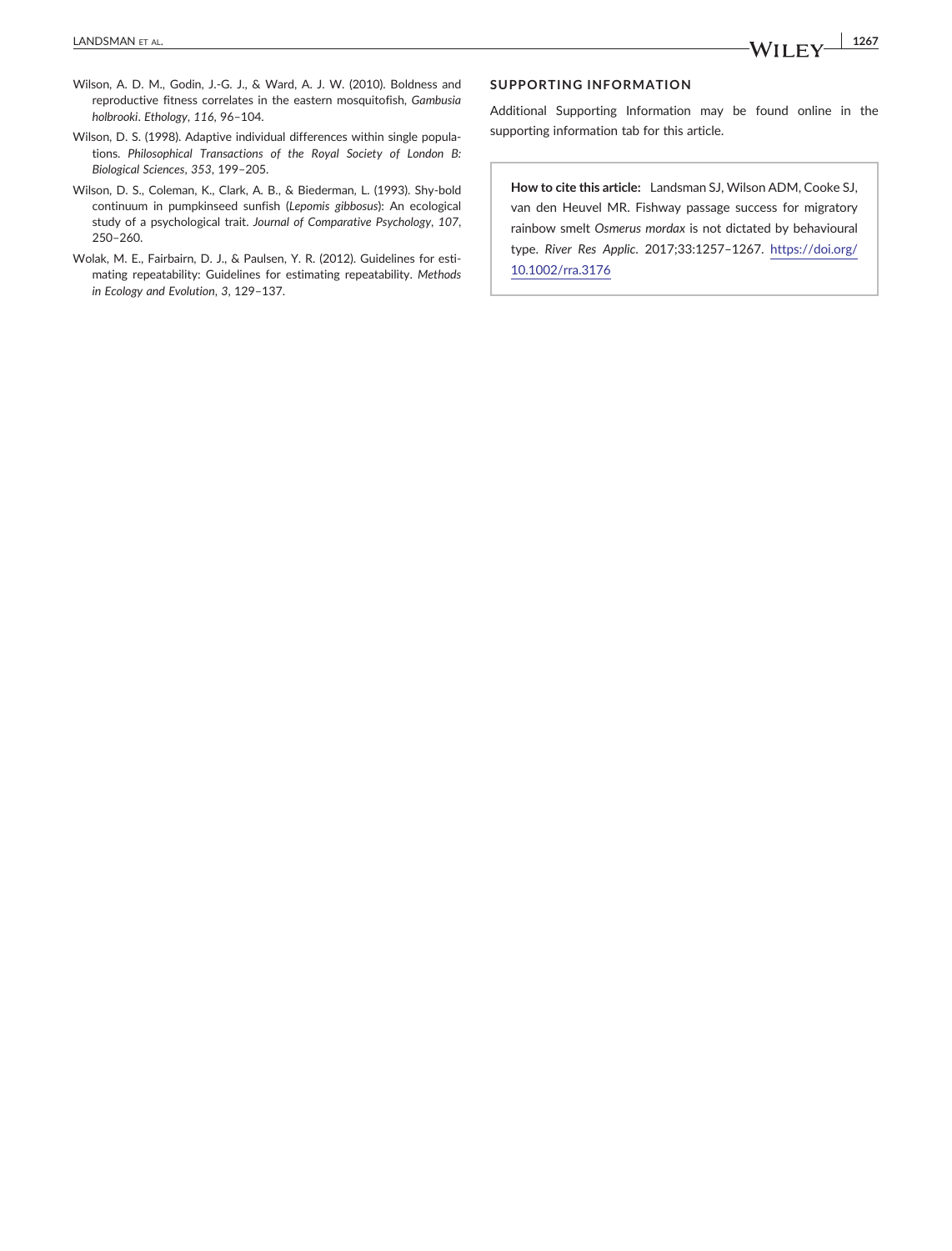Wilson, A. D. M., Godin, J.-G. J., & Ward, A. J. W. (2010). Boldness and reproductive fitness correlates in the eastern mosquitofish, *Gambusia holbrooki*. *Ethology*, *116*, 96–104.

Wilson, D. S. (1998). Adaptive individual differences within single populations. *Philosophical Transactions of the Royal Society of London B: Biological Sciences*, *353*, 199–205.

Wilson, D. S., Coleman, K., Clark, A. B., & Biederman, L. (1993). Shy-bold continuum in pumpkinseed sunfish (*Lepomis gibbosus*): An ecological study of a psychological trait. *Journal of Comparative Psychology*, *107*, 250–260.

Wolak, M. E., Fairbairn, D. J., & Paulsen, Y. R. (2012). Guidelines for estimating repeatability: Guidelines for estimating repeatability. *Methods in Ecology and Evolution*, *3*, 129–137.

## SUPPORTING INFORMATION

Additional Supporting Information may be found online in the supporting information tab for this article.

**How to cite this article:** Landsman SJ, Wilson ADM, Cooke SJ, van den Heuvel MR. Fishway passage success for migratory rainbow smelt *Osmerus mordax* is not dictated by behavioural type. *River Res Applic*. 2017;33:1257–1267. https://doi.org/10.1002/rra.3176